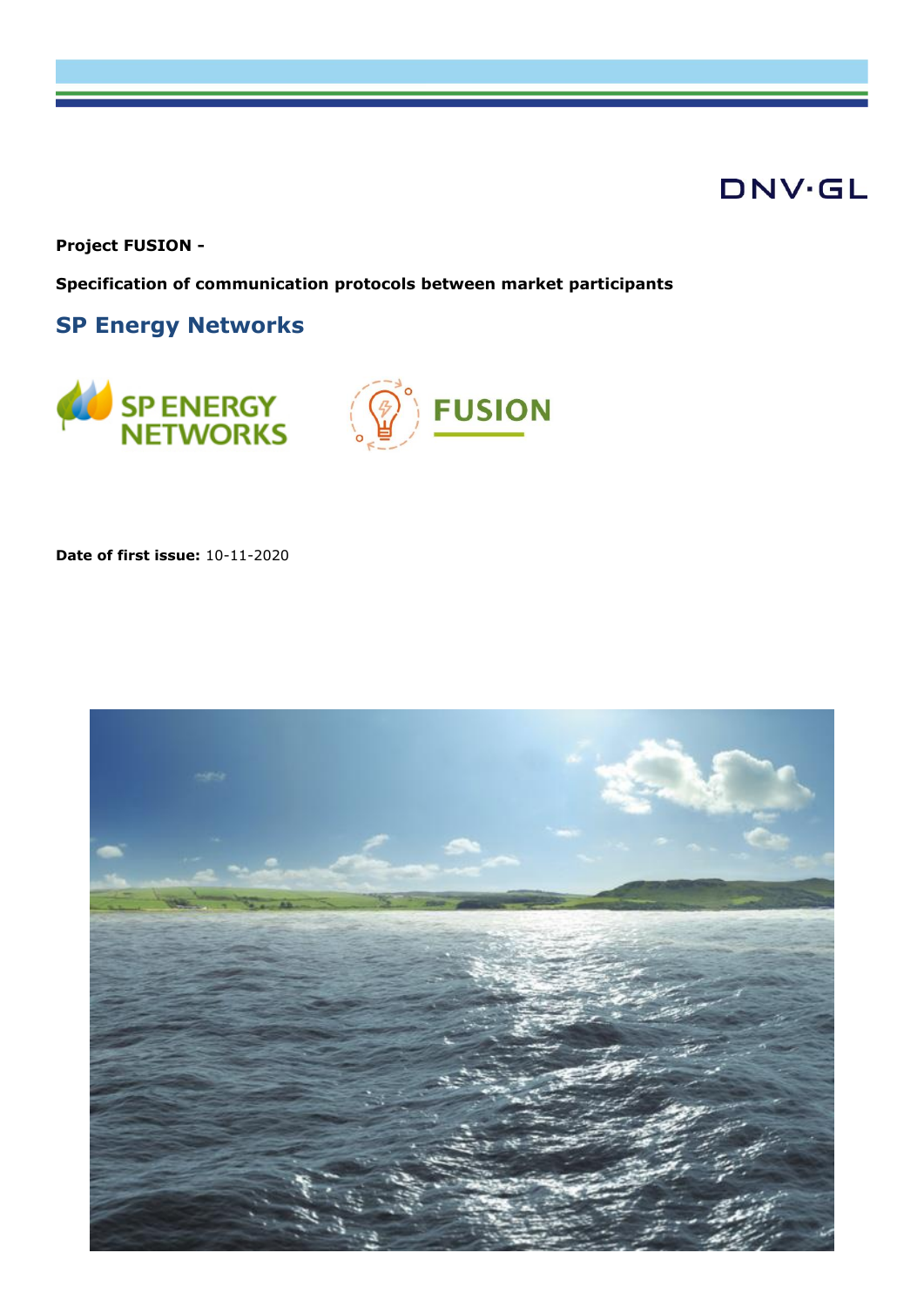DNV·GL

**Project FUSION -**

**Specification of communication protocols between market participants**

## SP Energy Networks

SP ENERGY NETWORKS

FUSION

**Date of first issue:** 10-11-2020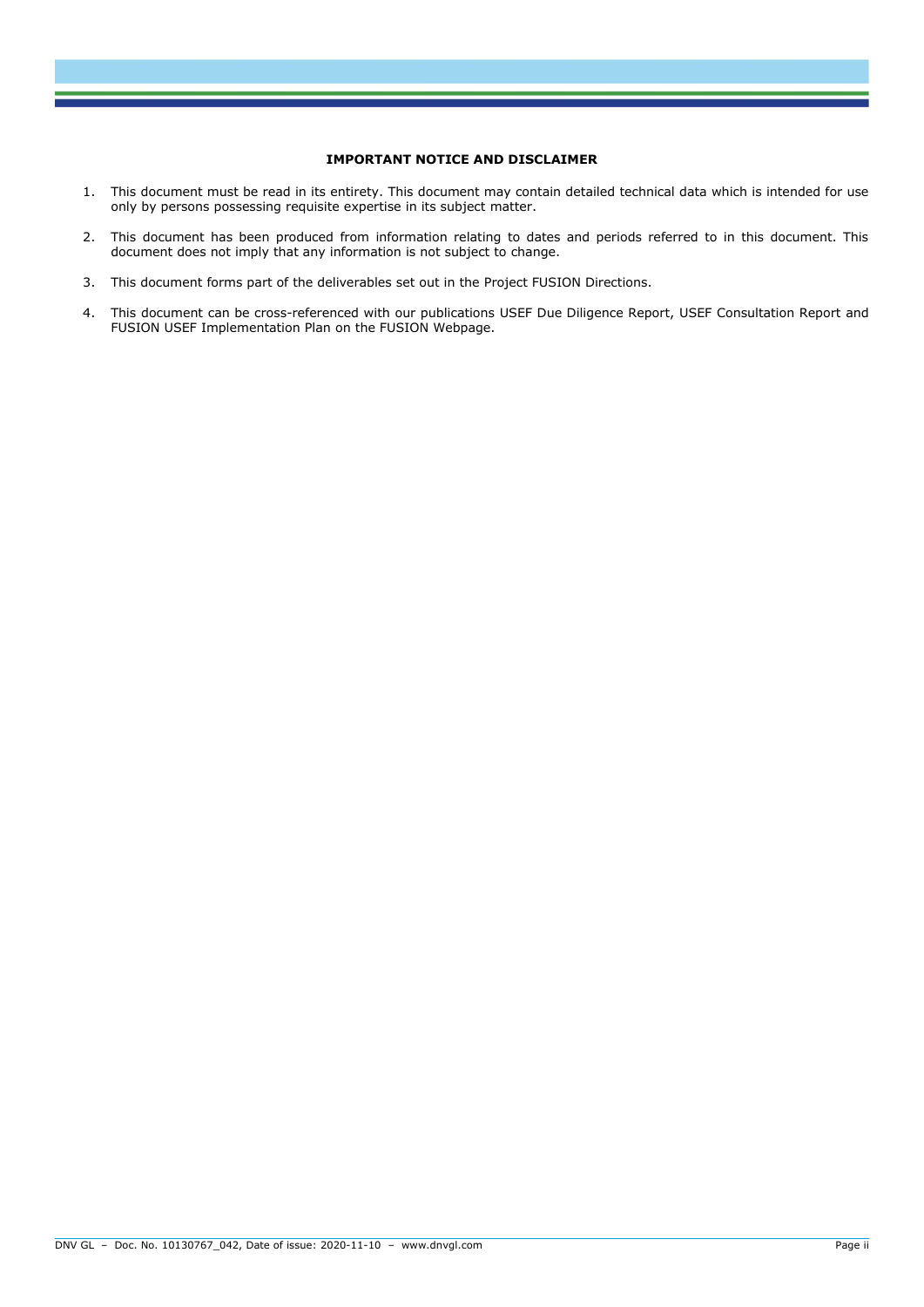**IMPORTANT NOTICE AND DISCLAIMER**

1. This document must be read in its entirety. This document may contain detailed technical data which is intended for use only by persons possessing requisite expertise in its subject matter.

2. This document has been produced from information relating to dates and periods referred to in this document. This document does not imply that any information is not subject to change.

3. This document forms part of the deliverables set out in the Project FUSION Directions.

4. This document can be cross-referenced with our publications USEF Due Diligence Report, USEF Consultation Report and FUSION USEF Implementation Plan on the FUSION Webpage.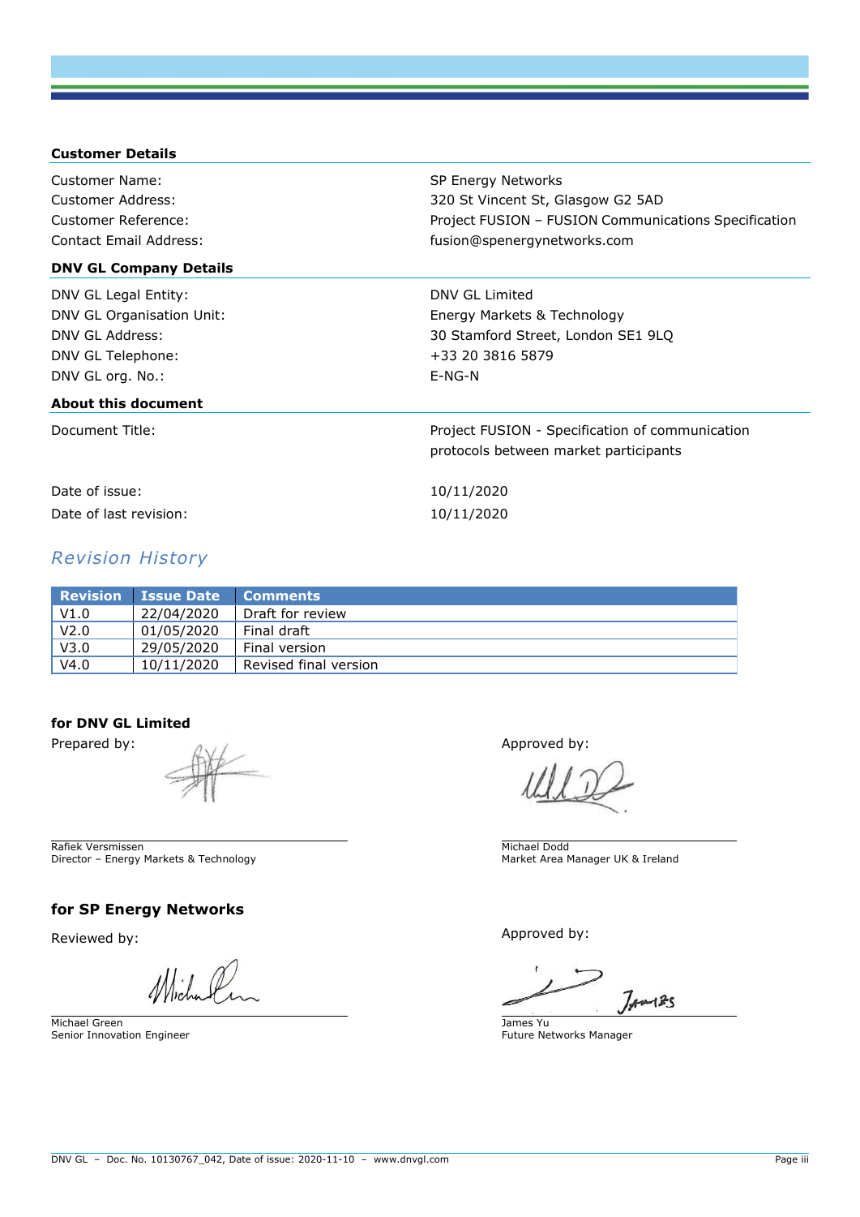### Customer Details

| | |
|---|---|
| Customer Name: | SP Energy Networks |
| Customer Address: | 320 St Vincent St, Glasgow G2 5AD |
| Customer Reference: | Project FUSION – FUSION Communications Specification |
| Contact Email Address: | fusion@spenergynetworks.com |

### DNV GL Company Details

| | |
|---|---|
| DNV GL Legal Entity: | DNV GL Limited |
| DNV GL Organisation Unit: | Energy Markets & Technology |
| DNV GL Address: | 30 Stamford Street, London SE1 9LQ |
| DNV GL Telephone: | +33 20 3816 5879 |
| DNV GL org. No.: | E-NG-N |

### About this document

| | |
|---|---|
| Document Title: | Project FUSION - Specification of communication protocols between market participants |
| Date of issue: | 10/11/2020 |
| Date of last revision: | 10/11/2020 |

## *Revision History*

| Revision | Issue Date | Comments |
|---|---|---|
| V1.0 | 22/04/2020 | Draft for review |
| V2.0 | 01/05/2020 | Final draft |
| V3.0 | 29/05/2020 | Final version |
| V4.0 | 10/11/2020 | Revised final version |

**for DNV GL Limited**

Prepared by:

Rafiek Versmissen
Director – Energy Markets & Technology

Approved by:

Michael Dodd
Market Area Manager UK & Ireland

**for SP Energy Networks**

Reviewed by:

Michael Green
Senior Innovation Engineer

Approved by:

James Yu
Future Networks Manager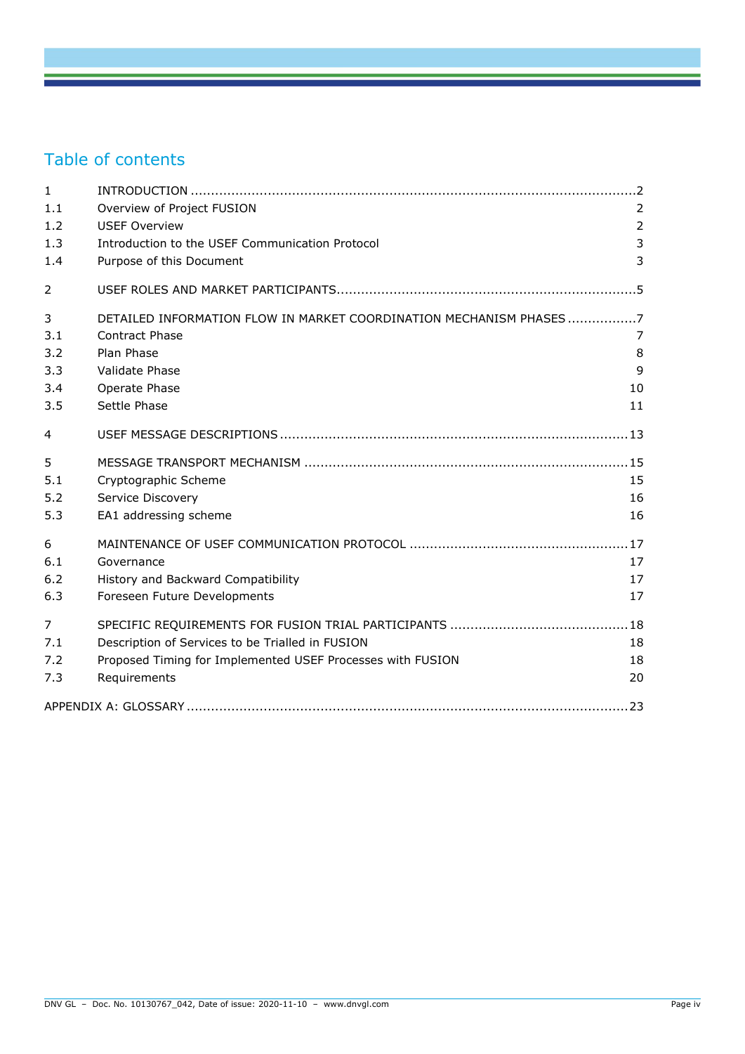# Table of contents

| | | |
|---|---|---|
| 1 | INTRODUCTION | 2 |
| 1.1 | Overview of Project FUSION | 2 |
| 1.2 | USEF Overview | 2 |
| 1.3 | Introduction to the USEF Communication Protocol | 3 |
| 1.4 | Purpose of this Document | 3 |
| 2 | USEF ROLES AND MARKET PARTICIPANTS | 5 |
| 3 | DETAILED INFORMATION FLOW IN MARKET COORDINATION MECHANISM PHASES | 7 |
| 3.1 | Contract Phase | 7 |
| 3.2 | Plan Phase | 8 |
| 3.3 | Validate Phase | 9 |
| 3.4 | Operate Phase | 10 |
| 3.5 | Settle Phase | 11 |
| 4 | USEF MESSAGE DESCRIPTIONS | 13 |
| 5 | MESSAGE TRANSPORT MECHANISM | 15 |
| 5.1 | Cryptographic Scheme | 15 |
| 5.2 | Service Discovery | 16 |
| 5.3 | EA1 addressing scheme | 16 |
| 6 | MAINTENANCE OF USEF COMMUNICATION PROTOCOL | 17 |
| 6.1 | Governance | 17 |
| 6.2 | History and Backward Compatibility | 17 |
| 6.3 | Foreseen Future Developments | 17 |
| 7 | SPECIFIC REQUIREMENTS FOR FUSION TRIAL PARTICIPANTS | 18 |
| 7.1 | Description of Services to be Trialled in FUSION | 18 |
| 7.2 | Proposed Timing for Implemented USEF Processes with FUSION | 18 |
| 7.3 | Requirements | 20 |
| | APPENDIX A: GLOSSARY | 23 |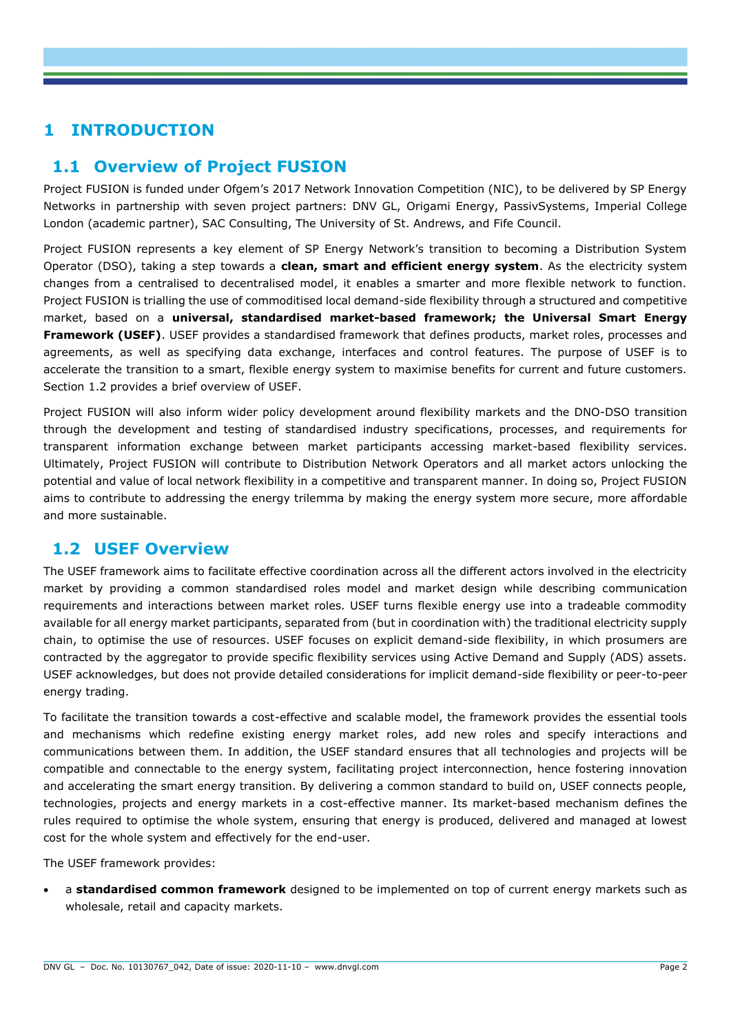# 1 INTRODUCTION

## 1.1 Overview of Project FUSION

Project FUSION is funded under Ofgem's 2017 Network Innovation Competition (NIC), to be delivered by SP Energy Networks in partnership with seven project partners: DNV GL, Origami Energy, PassivSystems, Imperial College London (academic partner), SAC Consulting, The University of St. Andrews, and Fife Council.

Project FUSION represents a key element of SP Energy Network's transition to becoming a Distribution System Operator (DSO), taking a step towards a **clean, smart and efficient energy system**. As the electricity system changes from a centralised to decentralised model, it enables a smarter and more flexible network to function. Project FUSION is trialling the use of commoditised local demand-side flexibility through a structured and competitive market, based on a **universal, standardised market-based framework; the Universal Smart Energy Framework (USEF)**. USEF provides a standardised framework that defines products, market roles, processes and agreements, as well as specifying data exchange, interfaces and control features. The purpose of USEF is to accelerate the transition to a smart, flexible energy system to maximise benefits for current and future customers. Section 1.2 provides a brief overview of USEF.

Project FUSION will also inform wider policy development around flexibility markets and the DNO-DSO transition through the development and testing of standardised industry specifications, processes, and requirements for transparent information exchange between market participants accessing market-based flexibility services. Ultimately, Project FUSION will contribute to Distribution Network Operators and all market actors unlocking the potential and value of local network flexibility in a competitive and transparent manner. In doing so, Project FUSION aims to contribute to addressing the energy trilemma by making the energy system more secure, more affordable and more sustainable.

## 1.2 USEF Overview

The USEF framework aims to facilitate effective coordination across all the different actors involved in the electricity market by providing a common standardised roles model and market design while describing communication requirements and interactions between market roles. USEF turns flexible energy use into a tradeable commodity available for all energy market participants, separated from (but in coordination with) the traditional electricity supply chain, to optimise the use of resources. USEF focuses on explicit demand-side flexibility, in which prosumers are contracted by the aggregator to provide specific flexibility services using Active Demand and Supply (ADS) assets. USEF acknowledges, but does not provide detailed considerations for implicit demand-side flexibility or peer-to-peer energy trading.

To facilitate the transition towards a cost-effective and scalable model, the framework provides the essential tools and mechanisms which redefine existing energy market roles, add new roles and specify interactions and communications between them. In addition, the USEF standard ensures that all technologies and projects will be compatible and connectable to the energy system, facilitating project interconnection, hence fostering innovation and accelerating the smart energy transition. By delivering a common standard to build on, USEF connects people, technologies, projects and energy markets in a cost-effective manner. Its market-based mechanism defines the rules required to optimise the whole system, ensuring that energy is produced, delivered and managed at lowest cost for the whole system and effectively for the end-user.

The USEF framework provides:

- a **standardised common framework** designed to be implemented on top of current energy markets such as wholesale, retail and capacity markets.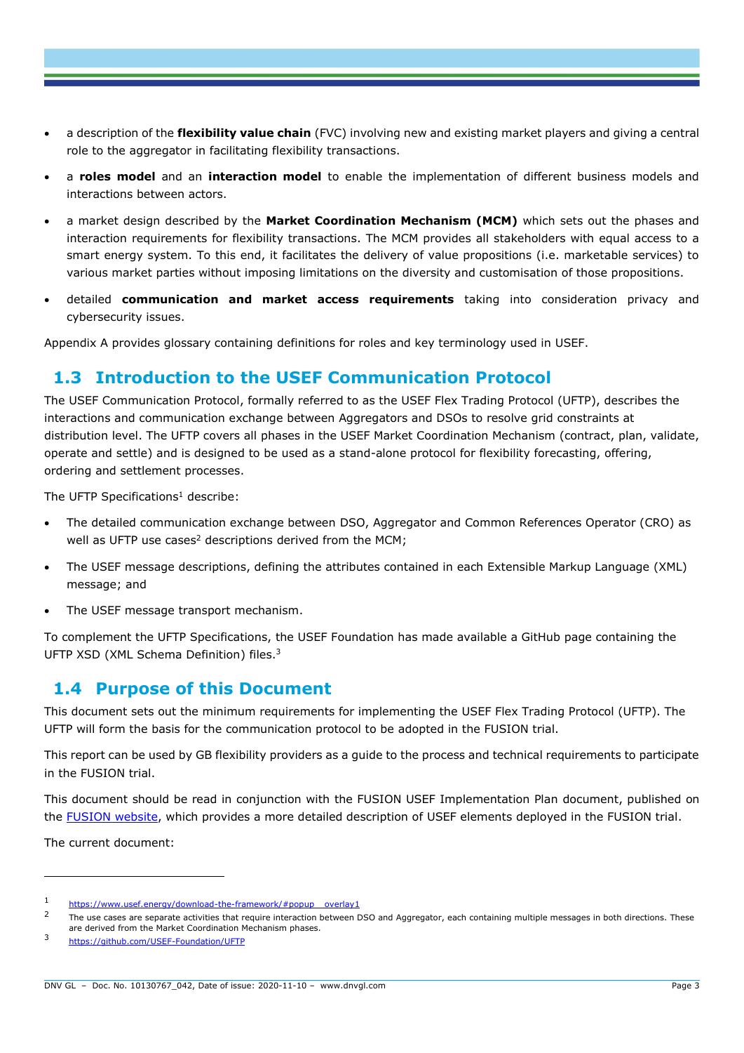- a description of the **flexibility value chain** (FVC) involving new and existing market players and giving a central role to the aggregator in facilitating flexibility transactions.
- a **roles model** and an **interaction model** to enable the implementation of different business models and interactions between actors.
- a market design described by the **Market Coordination Mechanism (MCM)** which sets out the phases and interaction requirements for flexibility transactions. The MCM provides all stakeholders with equal access to a smart energy system. To this end, it facilitates the delivery of value propositions (i.e. marketable services) to various market parties without imposing limitations on the diversity and customisation of those propositions.
- detailed **communication and market access requirements** taking into consideration privacy and cybersecurity issues.

Appendix A provides glossary containing definitions for roles and key terminology used in USEF.

## 1.3 Introduction to the USEF Communication Protocol

The USEF Communication Protocol, formally referred to as the USEF Flex Trading Protocol (UFTP), describes the interactions and communication exchange between Aggregators and DSOs to resolve grid constraints at distribution level. The UFTP covers all phases in the USEF Market Coordination Mechanism (contract, plan, validate, operate and settle) and is designed to be used as a stand-alone protocol for flexibility forecasting, offering, ordering and settlement processes.

The UFTP Specifications[1] describe:

- The detailed communication exchange between DSO, Aggregator and Common References Operator (CRO) as well as UFTP use cases[2] descriptions derived from the MCM;
- The USEF message descriptions, defining the attributes contained in each Extensible Markup Language (XML) message; and
- The USEF message transport mechanism.

To complement the UFTP Specifications, the USEF Foundation has made available a GitHub page containing the UFTP XSD (XML Schema Definition) files.[3]

## 1.4 Purpose of this Document

This document sets out the minimum requirements for implementing the USEF Flex Trading Protocol (UFTP). The UFTP will form the basis for the communication protocol to be adopted in the FUSION trial.

This report can be used by GB flexibility providers as a guide to the process and technical requirements to participate in the FUSION trial.

This document should be read in conjunction with the FUSION USEF Implementation Plan document, published on the FUSION website, which provides a more detailed description of USEF elements deployed in the FUSION trial.

The current document:

---

[1] https://www.usef.energy/download-the-framework/#popup__overlay1

[2] The use cases are separate activities that require interaction between DSO and Aggregator, each containing multiple messages in both directions. These are derived from the Market Coordination Mechanism phases.

[3] https://github.com/USEF-Foundation/UFTP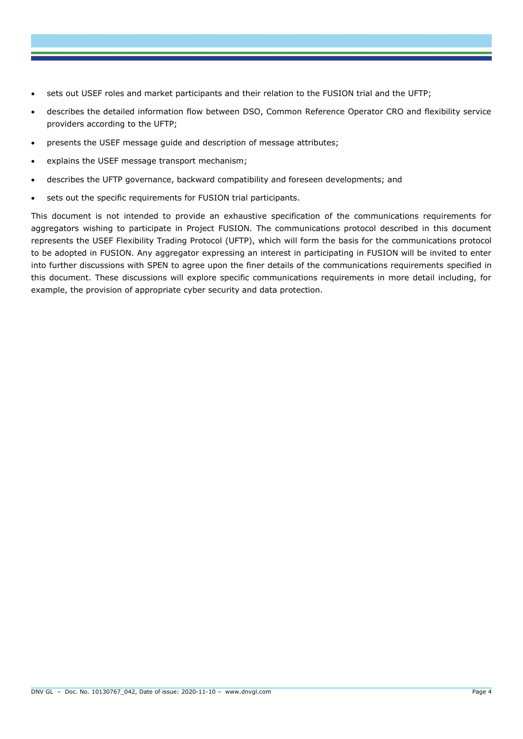- sets out USEF roles and market participants and their relation to the FUSION trial and the UFTP;
- describes the detailed information flow between DSO, Common Reference Operator CRO and flexibility service providers according to the UFTP;
- presents the USEF message guide and description of message attributes;
- explains the USEF message transport mechanism;
- describes the UFTP governance, backward compatibility and foreseen developments; and
- sets out the specific requirements for FUSION trial participants.

This document is not intended to provide an exhaustive specification of the communications requirements for aggregators wishing to participate in Project FUSION. The communications protocol described in this document represents the USEF Flexibility Trading Protocol (UFTP), which will form the basis for the communications protocol to be adopted in FUSION. Any aggregator expressing an interest in participating in FUSION will be invited to enter into further discussions with SPEN to agree upon the finer details of the communications requirements specified in this document. These discussions will explore specific communications requirements in more detail including, for example, the provision of appropriate cyber security and data protection.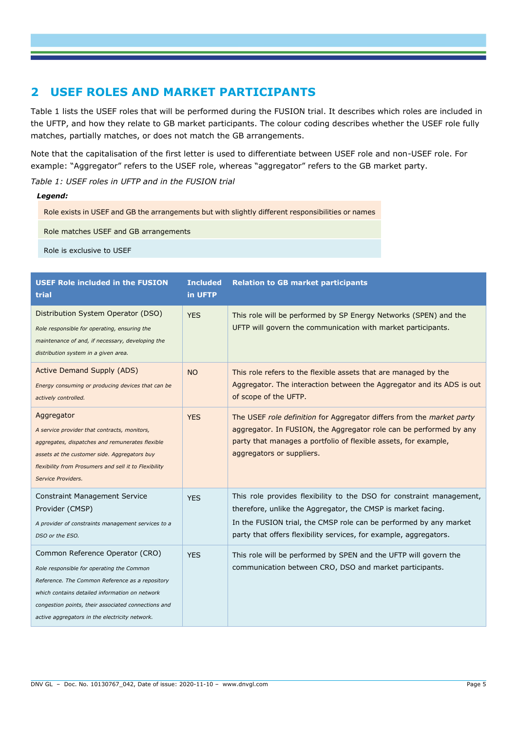# 2 USEF ROLES AND MARKET PARTICIPANTS

Table 1 lists the USEF roles that will be performed during the FUSION trial. It describes which roles are included in the UFTP, and how they relate to GB market participants. The colour coding describes whether the USEF role fully matches, partially matches, or does not match the GB arrangements.

Note that the capitalisation of the first letter is used to differentiate between USEF role and non-USEF role. For example: "Aggregator" refers to the USEF role, whereas "aggregator" refers to the GB market party.

*Table 1: USEF roles in UFTP and in the FUSION trial*

***Legend:***

| |
|---|
| Role exists in USEF and GB the arrangements but with slightly different responsibilities or names |
| Role matches USEF and GB arrangements |
| Role is exclusive to USEF |

| USEF Role included in the FUSION trial | Included in UFTP | Relation to GB market participants |
|---|---|---|
| Distribution System Operator (DSO)<br>*Role responsible for operating, ensuring the maintenance of and, if necessary, developing the distribution system in a given area.* | YES | This role will be performed by SP Energy Networks (SPEN) and the UFTP will govern the communication with market participants. |
| Active Demand Supply (ADS)<br>*Energy consuming or producing devices that can be actively controlled.* | NO | This role refers to the flexible assets that are managed by the Aggregator. The interaction between the Aggregator and its ADS is out of scope of the UFTP. |
| Aggregator<br>*A service provider that contracts, monitors, aggregates, dispatches and remunerates flexible assets at the customer side. Aggregators buy flexibility from Prosumers and sell it to Flexibility Service Providers.* | YES | The USEF *role definition* for Aggregator differs from the *market party* aggregator. In FUSION, the Aggregator role can be performed by any party that manages a portfolio of flexible assets, for example, aggregators or suppliers. |
| Constraint Management Service Provider (CMSP)<br>*A provider of constraints management services to a DSO or the ESO.* | YES | This role provides flexibility to the DSO for constraint management, therefore, unlike the Aggregator, the CMSP is market facing.<br>In the FUSION trial, the CMSP role can be performed by any market party that offers flexibility services, for example, aggregators. |
| Common Reference Operator (CRO)<br>*Role responsible for operating the Common Reference. The Common Reference as a repository which contains detailed information on network congestion points, their associated connections and active aggregators in the electricity network.* | YES | This role will be performed by SPEN and the UFTP will govern the communication between CRO, DSO and market participants. |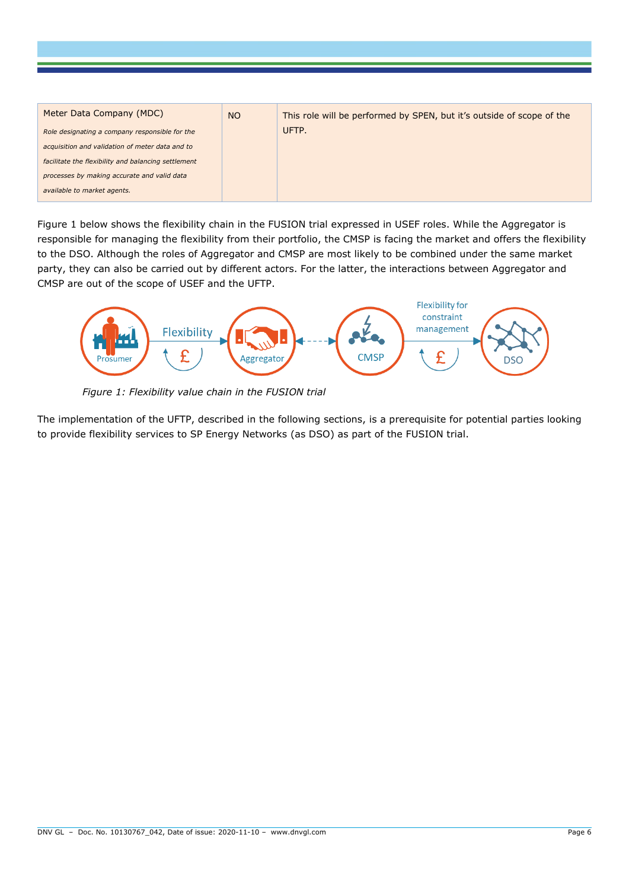| Meter Data Company (MDC) *Role designating a company responsible for the acquisition and validation of meter data and to facilitate the flexibility and balancing settlement processes by making accurate and valid data available to market agents.* | NO | This role will be performed by SPEN, but it's outside of scope of the UFTP. |
|---|---|---|

Figure 1 below shows the flexibility chain in the FUSION trial expressed in USEF roles. While the Aggregator is responsible for managing the flexibility from their portfolio, the CMSP is facing the market and offers the flexibility to the DSO. Although the roles of Aggregator and CMSP are most likely to be combined under the same market party, they can also be carried out by different actors. For the latter, the interactions between Aggregator and CMSP are out of the scope of USEF and the UFTP.

*Figure 1: Flexibility value chain in the FUSION trial*

The implementation of the UFTP, described in the following sections, is a prerequisite for potential parties looking to provide flexibility services to SP Energy Networks (as DSO) as part of the FUSION trial.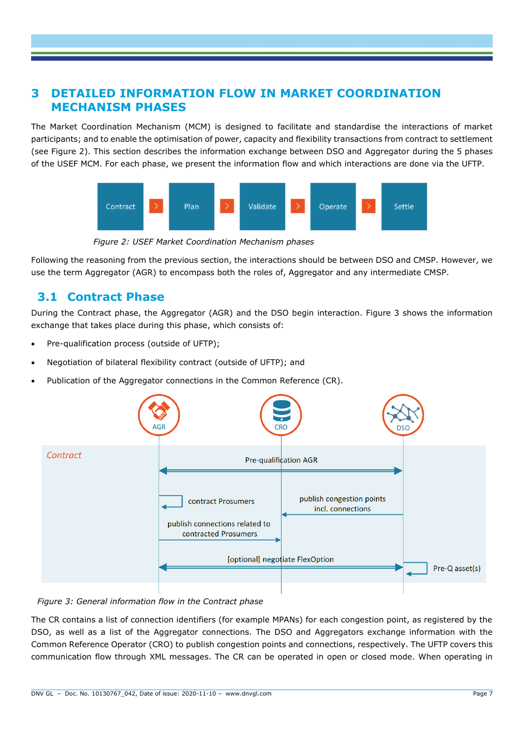# 3 DETAILED INFORMATION FLOW IN MARKET COORDINATION MECHANISM PHASES

The Market Coordination Mechanism (MCM) is designed to facilitate and standardise the interactions of market participants; and to enable the optimisation of power, capacity and flexibility transactions from contract to settlement (see Figure 2). This section describes the information exchange between DSO and Aggregator during the 5 phases of the USEF MCM. For each phase, we present the information flow and which interactions are done via the UFTP.

*Figure 2: USEF Market Coordination Mechanism phases*

Following the reasoning from the previous section, the interactions should be between DSO and CMSP. However, we use the term Aggregator (AGR) to encompass both the roles of, Aggregator and any intermediate CMSP.

## 3.1 Contract Phase

During the Contract phase, the Aggregator (AGR) and the DSO begin interaction. Figure 3 shows the information exchange that takes place during this phase, which consists of:

- Pre-qualification process (outside of UFTP);
- Negotiation of bilateral flexibility contract (outside of UFTP); and
- Publication of the Aggregator connections in the Common Reference (CR).

*Figure 3: General information flow in the Contract phase*

The CR contains a list of connection identifiers (for example MPANs) for each congestion point, as registered by the DSO, as well as a list of the Aggregator connections. The DSO and Aggregators exchange information with the Common Reference Operator (CRO) to publish congestion points and connections, respectively. The UFTP covers this communication flow through XML messages. The CR can be operated in open or closed mode. When operating in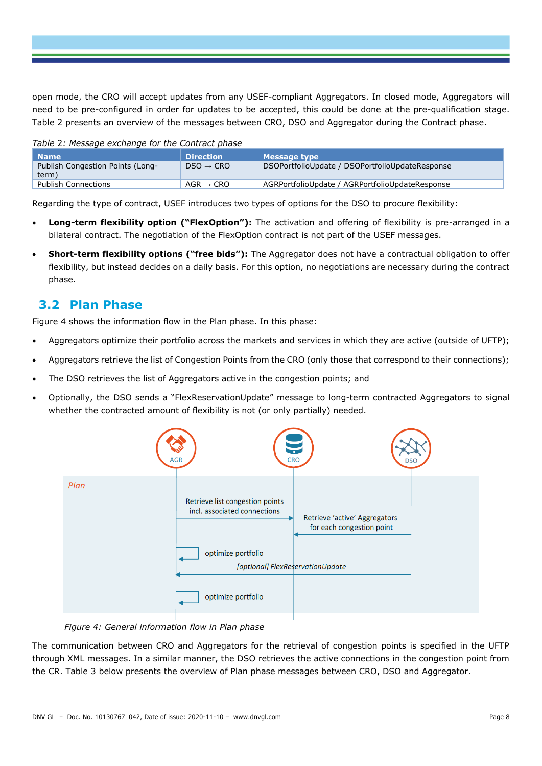open mode, the CRO will accept updates from any USEF-compliant Aggregators. In closed mode, Aggregators will need to be pre-configured in order for updates to be accepted, this could be done at the pre-qualification stage. Table 2 presents an overview of the messages between CRO, DSO and Aggregator during the Contract phase.

*Table 2: Message exchange for the Contract phase*

| Name | Direction | Message type |
|---|---|---|
| Publish Congestion Points (Long-term) | DSO → CRO | DSOPortfolioUpdate / DSOPortfolioUpdateResponse |
| Publish Connections | AGR → CRO | AGRPortfolioUpdate / AGRPortfolioUpdateResponse |

Regarding the type of contract, USEF introduces two types of options for the DSO to procure flexibility:

- **Long-term flexibility option ("FlexOption"):** The activation and offering of flexibility is pre-arranged in a bilateral contract. The negotiation of the FlexOption contract is not part of the USEF messages.
- **Short-term flexibility options ("free bids"):** The Aggregator does not have a contractual obligation to offer flexibility, but instead decides on a daily basis. For this option, no negotiations are necessary during the contract phase.

## 3.2 Plan Phase

Figure 4 shows the information flow in the Plan phase. In this phase:

- Aggregators optimize their portfolio across the markets and services in which they are active (outside of UFTP);
- Aggregators retrieve the list of Congestion Points from the CRO (only those that correspond to their connections);
- The DSO retrieves the list of Aggregators active in the congestion points; and
- Optionally, the DSO sends a "FlexReservationUpdate" message to long-term contracted Aggregators to signal whether the contracted amount of flexibility is not (or only partially) needed.

*Figure 4: General information flow in Plan phase*

The communication between CRO and Aggregators for the retrieval of congestion points is specified in the UFTP through XML messages. In a similar manner, the DSO retrieves the active connections in the congestion point from the CR. Table 3 below presents the overview of Plan phase messages between CRO, DSO and Aggregator.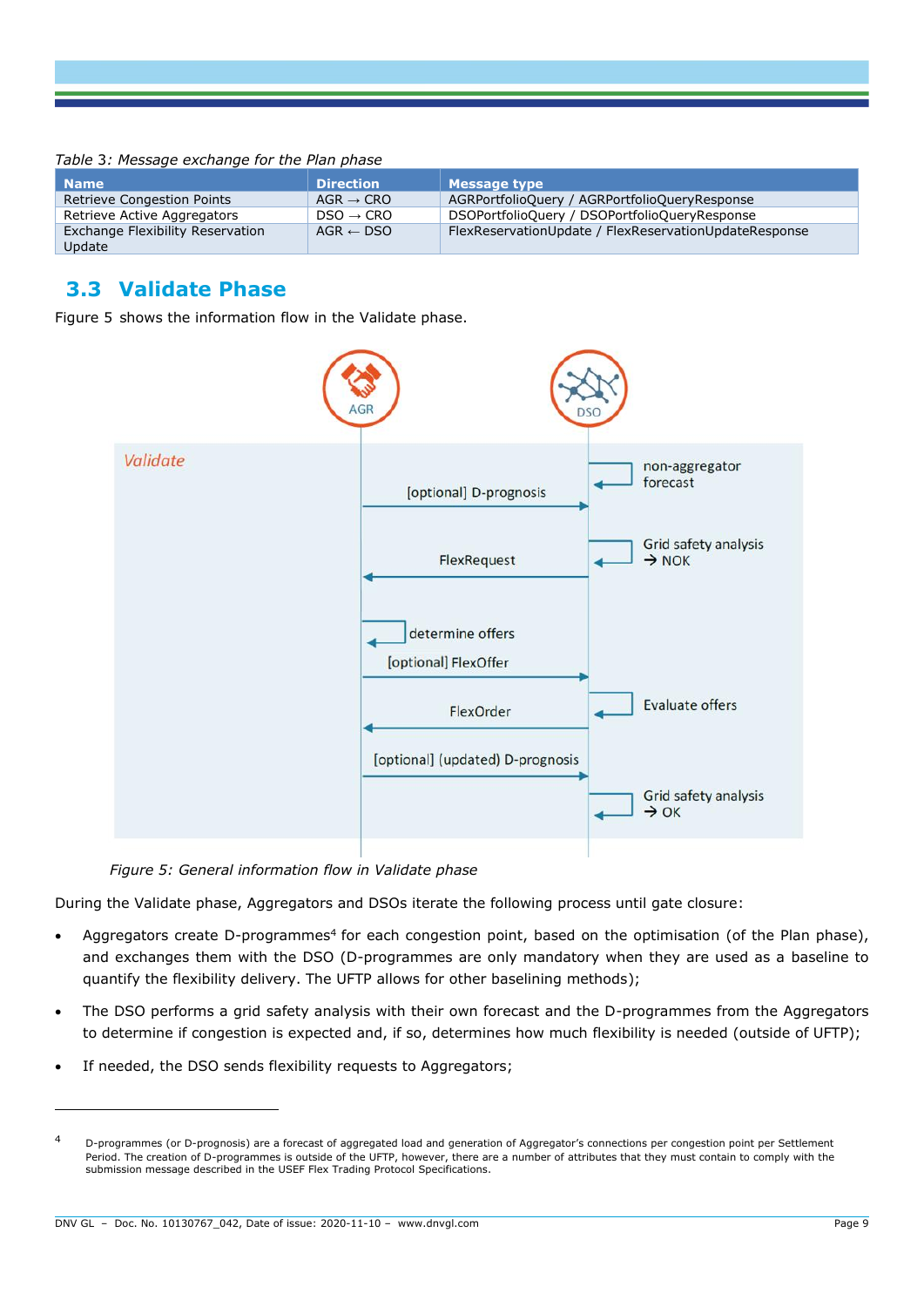*Table 3: Message exchange for the Plan phase*

| Name | Direction | Message type |
|---|---|---|
| Retrieve Congestion Points | AGR → CRO | AGRPortfolioQuery / AGRPortfolioQueryResponse |
| Retrieve Active Aggregators | DSO → CRO | DSOPortfolioQuery / DSOPortfolioQueryResponse |
| Exchange Flexibility Reservation Update | AGR ← DSO | FlexReservationUpdate / FlexReservationUpdateResponse |

## 3.3 Validate Phase

Figure 5 shows the information flow in the Validate phase.

*Figure 5: General information flow in Validate phase*

During the Validate phase, Aggregators and DSOs iterate the following process until gate closure:

- Aggregators create D-programmes[4] for each congestion point, based on the optimisation (of the Plan phase), and exchanges them with the DSO (D-programmes are only mandatory when they are used as a baseline to quantify the flexibility delivery. The UFTP allows for other baselining methods);
- The DSO performs a grid safety analysis with their own forecast and the D-programmes from the Aggregators to determine if congestion is expected and, if so, determines how much flexibility is needed (outside of UFTP);
- If needed, the DSO sends flexibility requests to Aggregators;

[4] D-programmes (or D-prognosis) are a forecast of aggregated load and generation of Aggregator's connections per congestion point per Settlement Period. The creation of D-programmes is outside of the UFTP, however, there are a number of attributes that they must contain to comply with the submission message described in the USEF Flex Trading Protocol Specifications.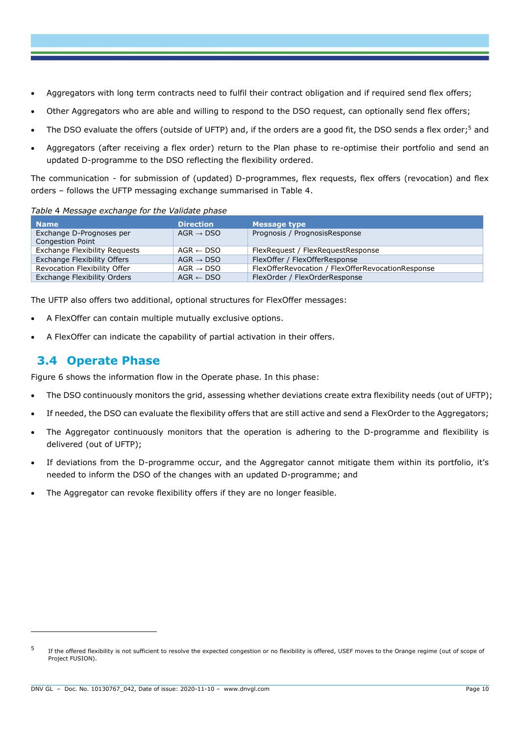- Aggregators with long term contracts need to fulfil their contract obligation and if required send flex offers;
- Other Aggregators who are able and willing to respond to the DSO request, can optionally send flex offers;
- The DSO evaluate the offers (outside of UFTP) and, if the orders are a good fit, the DSO sends a flex order;[5] and
- Aggregators (after receiving a flex order) return to the Plan phase to re-optimise their portfolio and send an updated D-programme to the DSO reflecting the flexibility ordered.

The communication - for submission of (updated) D-programmes, flex requests, flex offers (revocation) and flex orders – follows the UFTP messaging exchange summarised in Table 4.

*Table 4 Message exchange for the Validate phase*

| Name | Direction | Message type |
|---|---|---|
| Exchange D-Prognoses per Congestion Point | AGR → DSO | Prognosis / PrognosisResponse |
| Exchange Flexibility Requests | AGR ← DSO | FlexRequest / FlexRequestResponse |
| Exchange Flexibility Offers | AGR → DSO | FlexOffer / FlexOfferResponse |
| Revocation Flexibility Offer | AGR → DSO | FlexOfferRevocation / FlexOfferRevocationResponse |
| Exchange Flexibility Orders | AGR ← DSO | FlexOrder / FlexOrderResponse |

The UFTP also offers two additional, optional structures for FlexOffer messages:

- A FlexOffer can contain multiple mutually exclusive options.
- A FlexOffer can indicate the capability of partial activation in their offers.

## 3.4 Operate Phase

Figure 6 shows the information flow in the Operate phase. In this phase:

- The DSO continuously monitors the grid, assessing whether deviations create extra flexibility needs (out of UFTP);
- If needed, the DSO can evaluate the flexibility offers that are still active and send a FlexOrder to the Aggregators;
- The Aggregator continuously monitors that the operation is adhering to the D-programme and flexibility is delivered (out of UFTP);
- If deviations from the D-programme occur, and the Aggregator cannot mitigate them within its portfolio, it's needed to inform the DSO of the changes with an updated D-programme; and
- The Aggregator can revoke flexibility offers if they are no longer feasible.

---

[5] If the offered flexibility is not sufficient to resolve the expected congestion or no flexibility is offered, USEF moves to the Orange regime (out of scope of Project FUSION).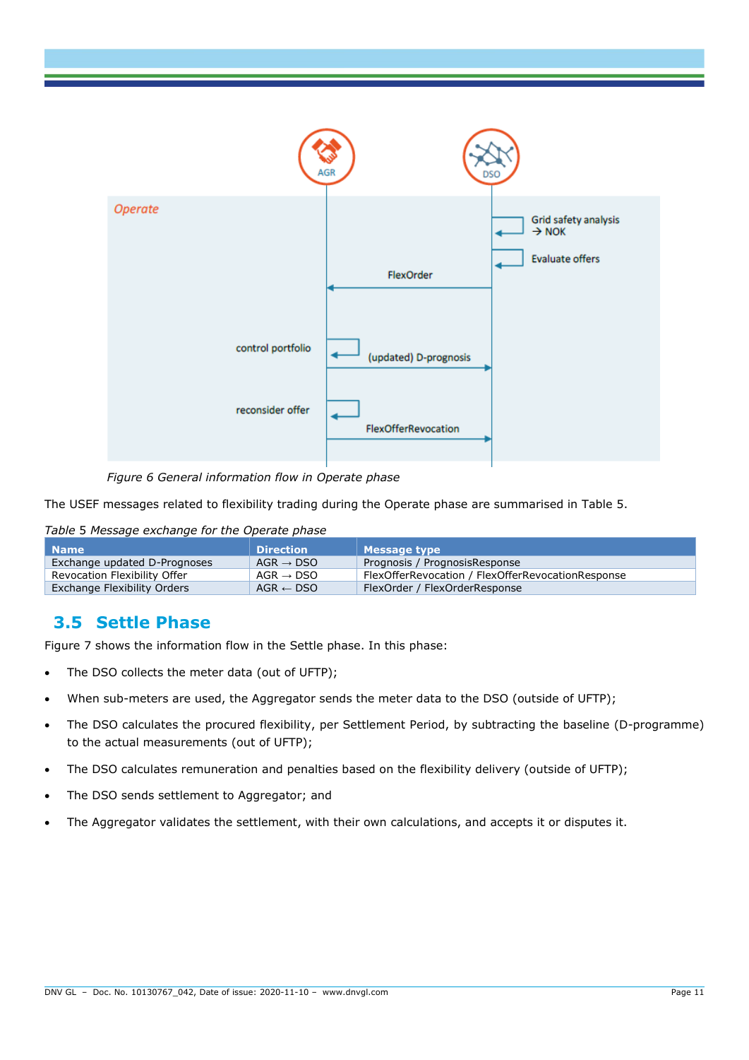*Figure 6 General information flow in Operate phase*

The USEF messages related to flexibility trading during the Operate phase are summarised in Table 5.

*Table 5 Message exchange for the Operate phase*

| Name | Direction | Message type |
|---|---|---|
| Exchange updated D-Prognoses | AGR → DSO | Prognosis / PrognosisResponse |
| Revocation Flexibility Offer | AGR → DSO | FlexOfferRevocation / FlexOfferRevocationResponse |
| Exchange Flexibility Orders | AGR ← DSO | FlexOrder / FlexOrderResponse |

## 3.5 Settle Phase

Figure 7 shows the information flow in the Settle phase. In this phase:

- The DSO collects the meter data (out of UFTP);
- When sub-meters are used, the Aggregator sends the meter data to the DSO (outside of UFTP);
- The DSO calculates the procured flexibility, per Settlement Period, by subtracting the baseline (D-programme) to the actual measurements (out of UFTP);
- The DSO calculates remuneration and penalties based on the flexibility delivery (outside of UFTP);
- The DSO sends settlement to Aggregator; and
- The Aggregator validates the settlement, with their own calculations, and accepts it or disputes it.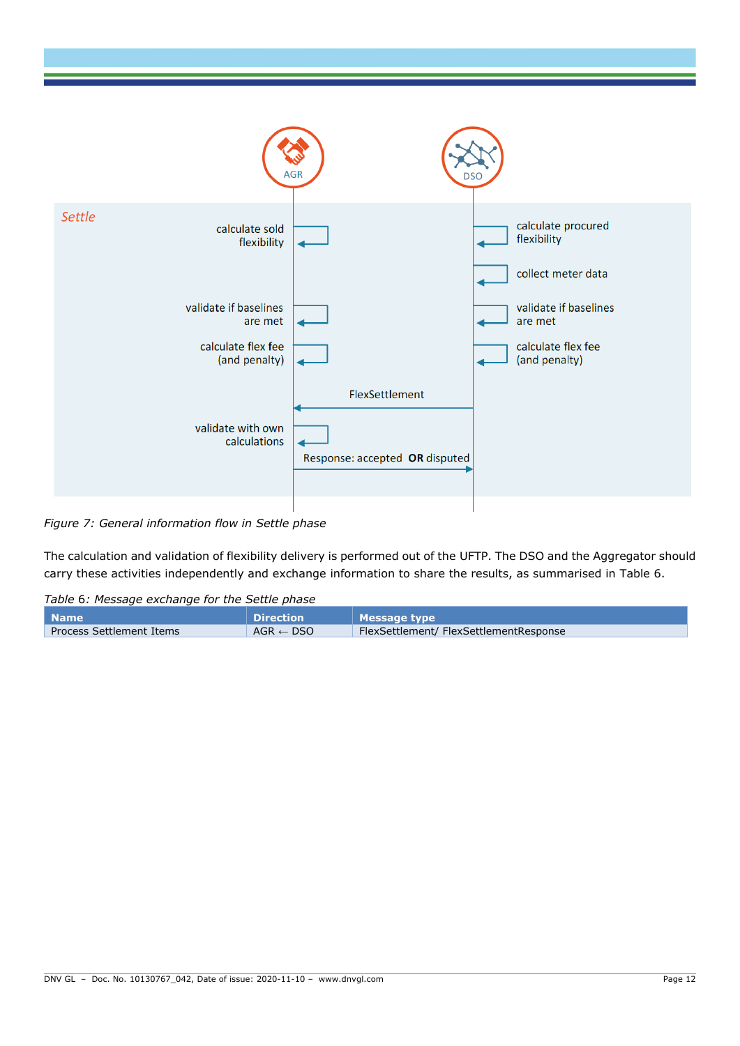*Figure 7: General information flow in Settle phase*

The calculation and validation of flexibility delivery is performed out of the UFTP. The DSO and the Aggregator should carry these activities independently and exchange information to share the results, as summarised in Table 6.

*Table 6: Message exchange for the Settle phase*

| Name | Direction | Message type |
|---|---|---|
| Process Settlement Items | AGR ← DSO | FlexSettlement/ FlexSettlementResponse |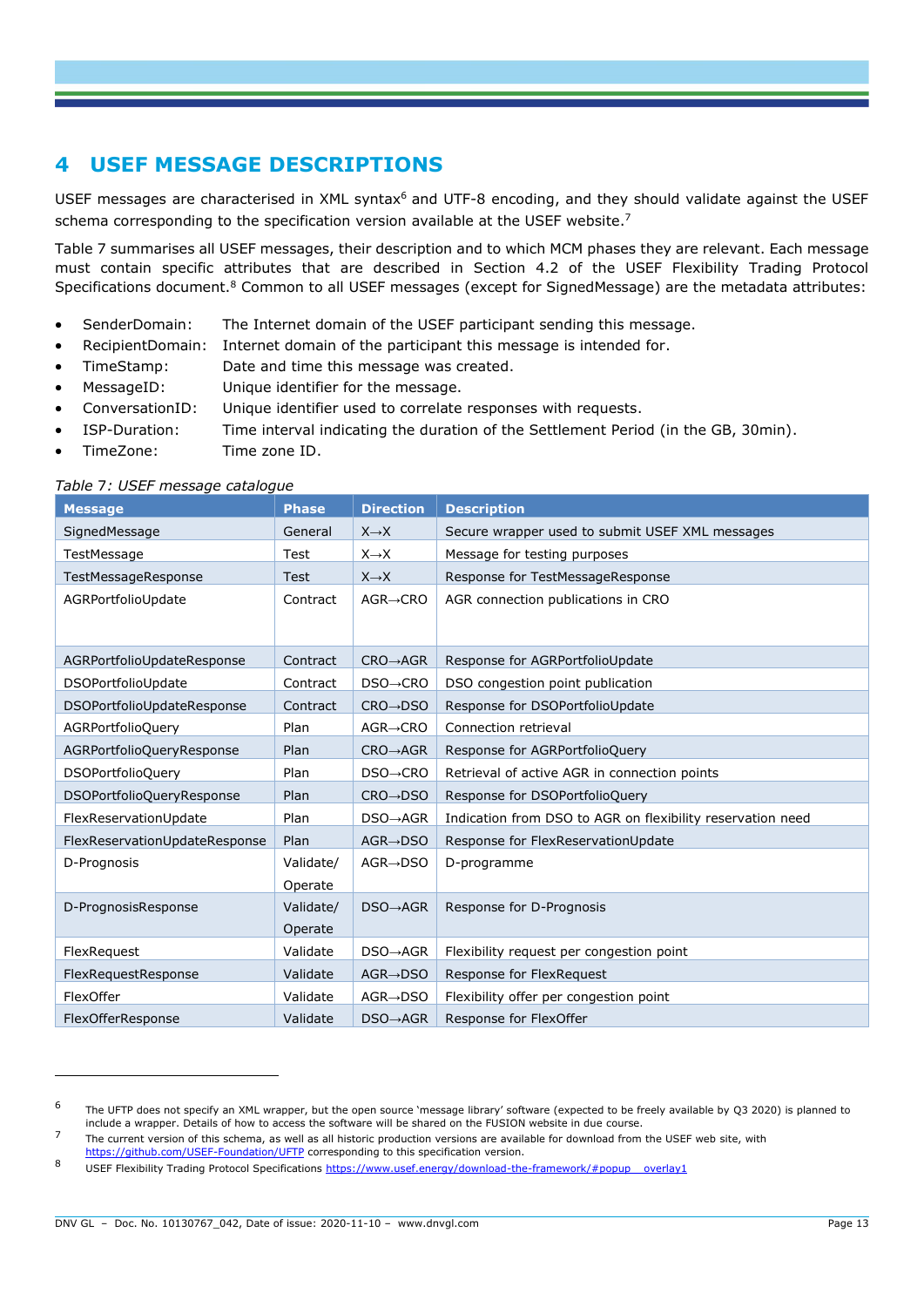# 4 USEF MESSAGE DESCRIPTIONS

USEF messages are characterised in XML syntax[6] and UTF-8 encoding, and they should validate against the USEF schema corresponding to the specification version available at the USEF website.[7]

Table 7 summarises all USEF messages, their description and to which MCM phases they are relevant. Each message must contain specific attributes that are described in Section 4.2 of the USEF Flexibility Trading Protocol Specifications document.[8] Common to all USEF messages (except for SignedMessage) are the metadata attributes:

- SenderDomain: The Internet domain of the USEF participant sending this message.
- RecipientDomain: Internet domain of the participant this message is intended for.
- TimeStamp: Date and time this message was created.
- MessageID: Unique identifier for the message.
- ConversationID: Unique identifier used to correlate responses with requests.
- ISP-Duration: Time interval indicating the duration of the Settlement Period (in the GB, 30min).
- TimeZone: Time zone ID.

*Table 7: USEF message catalogue*

| Message | Phase | Direction | Description |
|---|---|---|---|
| SignedMessage | General | X→X | Secure wrapper used to submit USEF XML messages |
| TestMessage | Test | X→X | Message for testing purposes |
| TestMessageResponse | Test | X→X | Response for TestMessageResponse |
| AGRPortfolioUpdate | Contract | AGR→CRO | AGR connection publications in CRO |
| AGRPortfolioUpdateResponse | Contract | CRO→AGR | Response for AGRPortfolioUpdate |
| DSOPortfolioUpdate | Contract | DSO→CRO | DSO congestion point publication |
| DSOPortfolioUpdateResponse | Contract | CRO→DSO | Response for DSOPortfolioUpdate |
| AGRPortfolioQuery | Plan | AGR→CRO | Connection retrieval |
| AGRPortfolioQueryResponse | Plan | CRO→AGR | Response for AGRPortfolioQuery |
| DSOPortfolioQuery | Plan | DSO→CRO | Retrieval of active AGR in connection points |
| DSOPortfolioQueryResponse | Plan | CRO→DSO | Response for DSOPortfolioQuery |
| FlexReservationUpdate | Plan | DSO→AGR | Indication from DSO to AGR on flexibility reservation need |
| FlexReservationUpdateResponse | Plan | AGR→DSO | Response for FlexReservationUpdate |
| D-Prognosis | Validate/ Operate | AGR→DSO | D-programme |
| D-PrognosisResponse | Validate/ Operate | DSO→AGR | Response for D-Prognosis |
| FlexRequest | Validate | DSO→AGR | Flexibility request per congestion point |
| FlexRequestResponse | Validate | AGR→DSO | Response for FlexRequest |
| FlexOffer | Validate | AGR→DSO | Flexibility offer per congestion point |
| FlexOfferResponse | Validate | DSO→AGR | Response for FlexOffer |

---

[6] The UFTP does not specify an XML wrapper, but the open source 'message library' software (expected to be freely available by Q3 2020) is planned to include a wrapper. Details of how to access the software will be shared on the FUSION website in due course.

[7] The current version of this schema, as well as all historic production versions are available for download from the USEF web site, with https://github.com/USEF-Foundation/UFTP corresponding to this specification version.

[8] USEF Flexibility Trading Protocol Specifications https://www.usef.energy/download-the-framework/#popup__overlay1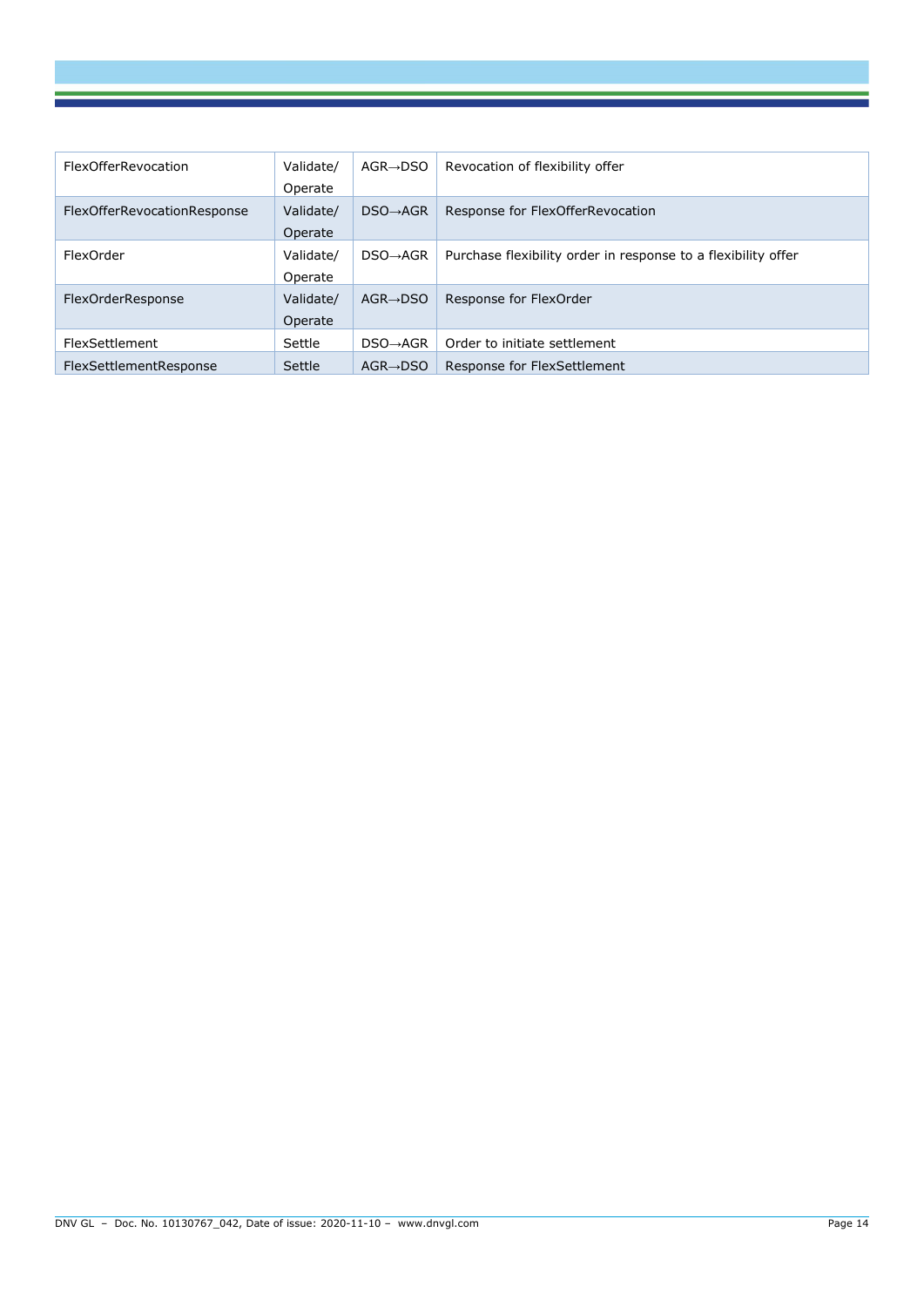| FlexOfferRevocation | Validate/ Operate | AGR→DSO | Revocation of flexibility offer |
|---|---|---|---|
| FlexOfferRevocationResponse | Validate/ Operate | DSO→AGR | Response for FlexOfferRevocation |
| FlexOrder | Validate/ Operate | DSO→AGR | Purchase flexibility order in response to a flexibility offer |
| FlexOrderResponse | Validate/ Operate | AGR→DSO | Response for FlexOrder |
| FlexSettlement | Settle | DSO→AGR | Order to initiate settlement |
| FlexSettlementResponse | Settle | AGR→DSO | Response for FlexSettlement |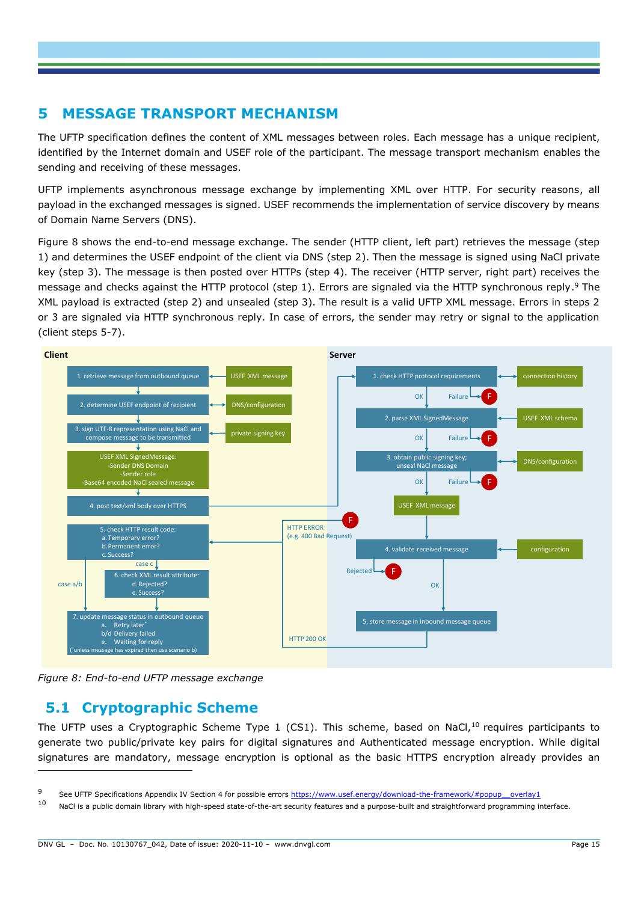# 5 MESSAGE TRANSPORT MECHANISM

The UFTP specification defines the content of XML messages between roles. Each message has a unique recipient, identified by the Internet domain and USEF role of the participant. The message transport mechanism enables the sending and receiving of these messages.

UFTP implements asynchronous message exchange by implementing XML over HTTP. For security reasons, all payload in the exchanged messages is signed. USEF recommends the implementation of service discovery by means of Domain Name Servers (DNS).

Figure 8 shows the end-to-end message exchange. The sender (HTTP client, left part) retrieves the message (step 1) and determines the USEF endpoint of the client via DNS (step 2). Then the message is signed using NaCl private key (step 3). The message is then posted over HTTPs (step 4). The receiver (HTTP server, right part) receives the message and checks against the HTTP protocol (step 1). Errors are signaled via the HTTP synchronous reply.[9] The XML payload is extracted (step 2) and unsealed (step 3). The result is a valid UFTP XML message. Errors in steps 2 or 3 are signaled via HTTP synchronous reply. In case of errors, the sender may retry or signal to the application (client steps 5-7).

*Figure 8: End-to-end UFTP message exchange*

## 5.1 Cryptographic Scheme

The UFTP uses a Cryptographic Scheme Type 1 (CS1). This scheme, based on NaCl,[10] requires participants to generate two public/private key pairs for digital signatures and Authenticated message encryption. While digital signatures are mandatory, message encryption is optional as the basic HTTPS encryption already provides an

---

[9] See UFTP Specifications Appendix IV Section 4 for possible errors https://www.usef.energy/download-the-framework/#popup__overlay1

[10] NaCl is a public domain library with high-speed state-of-the-art security features and a purpose-built and straightforward programming interface.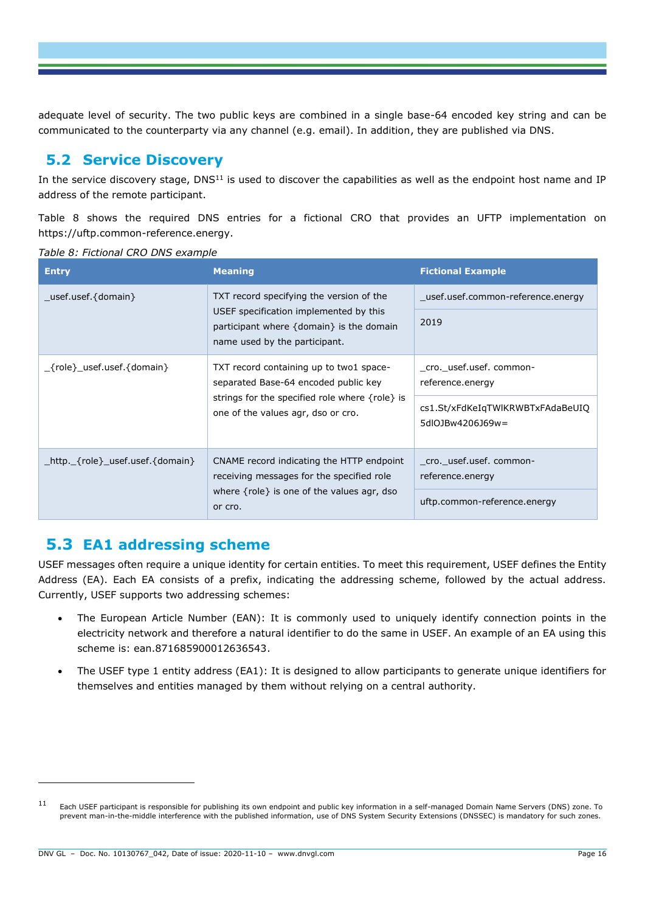adequate level of security. The two public keys are combined in a single base-64 encoded key string and can be communicated to the counterparty via any channel (e.g. email). In addition, they are published via DNS.

## 5.2 Service Discovery

In the service discovery stage, DNS[11] is used to discover the capabilities as well as the endpoint host name and IP address of the remote participant.

Table 8 shows the required DNS entries for a fictional CRO that provides an UFTP implementation on https://uftp.common-reference.energy.

*Table 8: Fictional CRO DNS example*

| Entry | Meaning | Fictional Example |
|---|---|---|
| _usef.usef.{domain} | TXT record specifying the version of the USEF specification implemented by this participant where {domain} is the domain name used by the participant. | _usef.usef.common-reference.energy |
| | | 2019 |
| _{role}_usef.usef.{domain} | TXT record containing up to two1 space-separated Base-64 encoded public key strings for the specified role where {role} is one of the values agr, dso or cro. | _cro._usef.usef. common-reference.energy |
| | | cs1.St/xFdKeIqTWIKRWBTxFAdaBeUIQ5dlOJBw4206J69w= |
| _http._{role}_usef.usef.{domain} | CNAME record indicating the HTTP endpoint receiving messages for the specified role where {role} is one of the values agr, dso or cro. | _cro._usef.usef. common-reference.energy |
| | | uftp.common-reference.energy |

## 5.3 EA1 addressing scheme

USEF messages often require a unique identity for certain entities. To meet this requirement, USEF defines the Entity Address (EA). Each EA consists of a prefix, indicating the addressing scheme, followed by the actual address. Currently, USEF supports two addressing schemes:

- The European Article Number (EAN): It is commonly used to uniquely identify connection points in the electricity network and therefore a natural identifier to do the same in USEF. An example of an EA using this scheme is: ean.871685900012636543.
- The USEF type 1 entity address (EA1): It is designed to allow participants to generate unique identifiers for themselves and entities managed by them without relying on a central authority.

[11] Each USEF participant is responsible for publishing its own endpoint and public key information in a self-managed Domain Name Servers (DNS) zone. To prevent man-in-the-middle interference with the published information, use of DNS System Security Extensions (DNSSEC) is mandatory for such zones.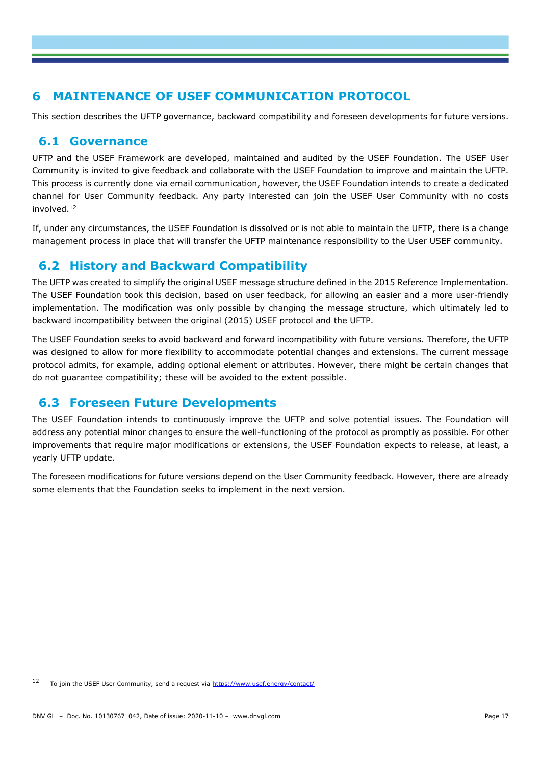# 6 MAINTENANCE OF USEF COMMUNICATION PROTOCOL

This section describes the UFTP governance, backward compatibility and foreseen developments for future versions.

## 6.1 Governance

UFTP and the USEF Framework are developed, maintained and audited by the USEF Foundation. The USEF User Community is invited to give feedback and collaborate with the USEF Foundation to improve and maintain the UFTP. This process is currently done via email communication, however, the USEF Foundation intends to create a dedicated channel for User Community feedback. Any party interested can join the USEF User Community with no costs involved.[12]

If, under any circumstances, the USEF Foundation is dissolved or is not able to maintain the UFTP, there is a change management process in place that will transfer the UFTP maintenance responsibility to the User USEF community.

## 6.2 History and Backward Compatibility

The UFTP was created to simplify the original USEF message structure defined in the 2015 Reference Implementation. The USEF Foundation took this decision, based on user feedback, for allowing an easier and a more user-friendly implementation. The modification was only possible by changing the message structure, which ultimately led to backward incompatibility between the original (2015) USEF protocol and the UFTP.

The USEF Foundation seeks to avoid backward and forward incompatibility with future versions. Therefore, the UFTP was designed to allow for more flexibility to accommodate potential changes and extensions. The current message protocol admits, for example, adding optional element or attributes. However, there might be certain changes that do not guarantee compatibility; these will be avoided to the extent possible.

## 6.3 Foreseen Future Developments

The USEF Foundation intends to continuously improve the UFTP and solve potential issues. The Foundation will address any potential minor changes to ensure the well-functioning of the protocol as promptly as possible. For other improvements that require major modifications or extensions, the USEF Foundation expects to release, at least, a yearly UFTP update.

The foreseen modifications for future versions depend on the User Community feedback. However, there are already some elements that the Foundation seeks to implement in the next version.

---

[12] To join the USEF User Community, send a request via https://www.usef.energy/contact/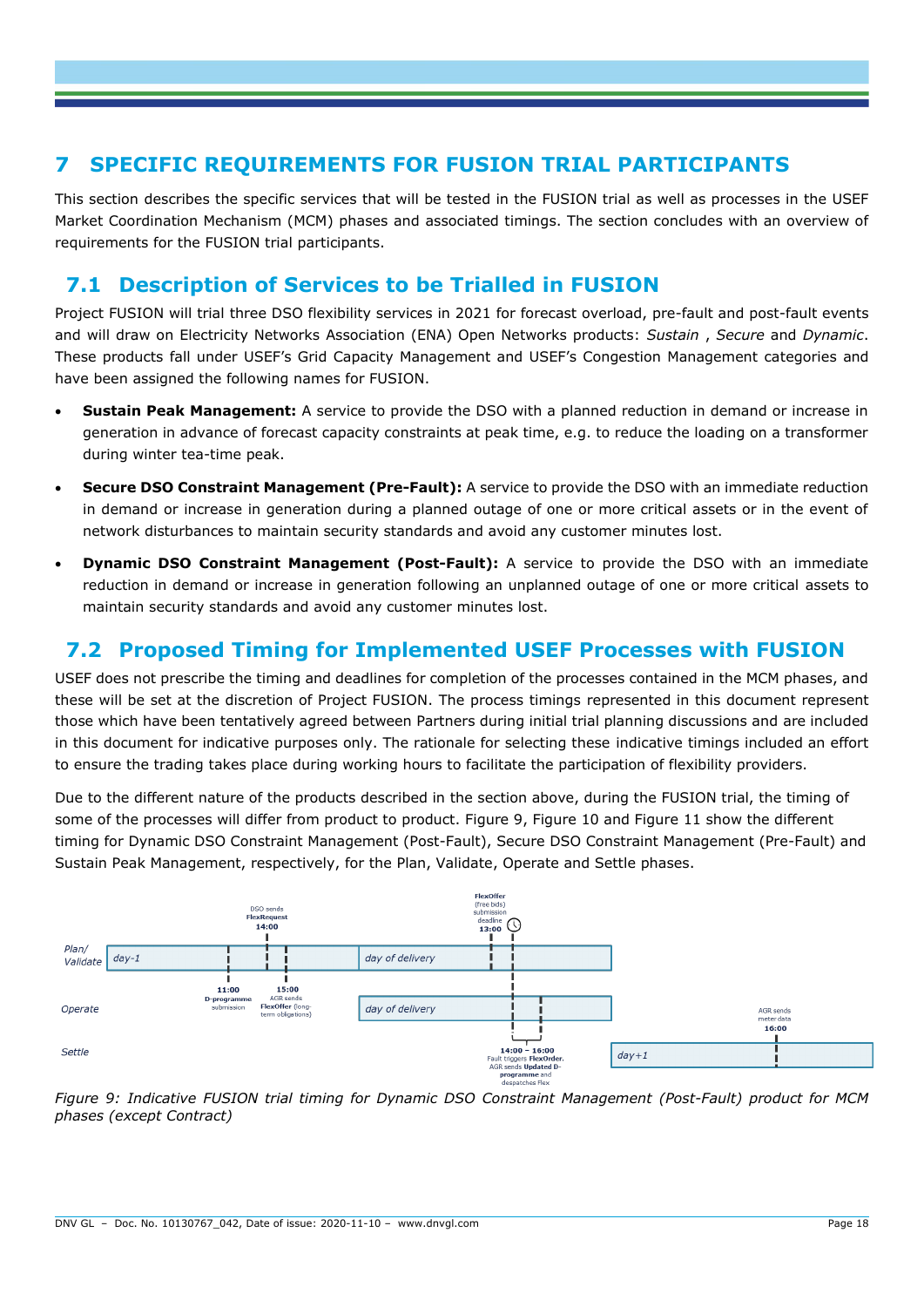# 7 SPECIFIC REQUIREMENTS FOR FUSION TRIAL PARTICIPANTS

This section describes the specific services that will be tested in the FUSION trial as well as processes in the USEF Market Coordination Mechanism (MCM) phases and associated timings. The section concludes with an overview of requirements for the FUSION trial participants.

## 7.1 Description of Services to be Trialled in FUSION

Project FUSION will trial three DSO flexibility services in 2021 for forecast overload, pre-fault and post-fault events and will draw on Electricity Networks Association (ENA) Open Networks products: *Sustain* , *Secure* and *Dynamic*. These products fall under USEF's Grid Capacity Management and USEF's Congestion Management categories and have been assigned the following names for FUSION.

- **Sustain Peak Management:** A service to provide the DSO with a planned reduction in demand or increase in generation in advance of forecast capacity constraints at peak time, e.g. to reduce the loading on a transformer during winter tea-time peak.
- **Secure DSO Constraint Management (Pre-Fault):** A service to provide the DSO with an immediate reduction in demand or increase in generation during a planned outage of one or more critical assets or in the event of network disturbances to maintain security standards and avoid any customer minutes lost.
- **Dynamic DSO Constraint Management (Post-Fault):** A service to provide the DSO with an immediate reduction in demand or increase in generation following an unplanned outage of one or more critical assets to maintain security standards and avoid any customer minutes lost.

## 7.2 Proposed Timing for Implemented USEF Processes with FUSION

USEF does not prescribe the timing and deadlines for completion of the processes contained in the MCM phases, and these will be set at the discretion of Project FUSION. The process timings represented in this document represent those which have been tentatively agreed between Partners during initial trial planning discussions and are included in this document for indicative purposes only. The rationale for selecting these indicative timings included an effort to ensure the trading takes place during working hours to facilitate the participation of flexibility providers.

Due to the different nature of the products described in the section above, during the FUSION trial, the timing of some of the processes will differ from product to product. Figure 9, Figure 10 and Figure 11 show the different timing for Dynamic DSO Constraint Management (Post-Fault), Secure DSO Constraint Management (Pre-Fault) and Sustain Peak Management, respectively, for the Plan, Validate, Operate and Settle phases.

*Figure 9: Indicative FUSION trial timing for Dynamic DSO Constraint Management (Post-Fault) product for MCM phases (except Contract)*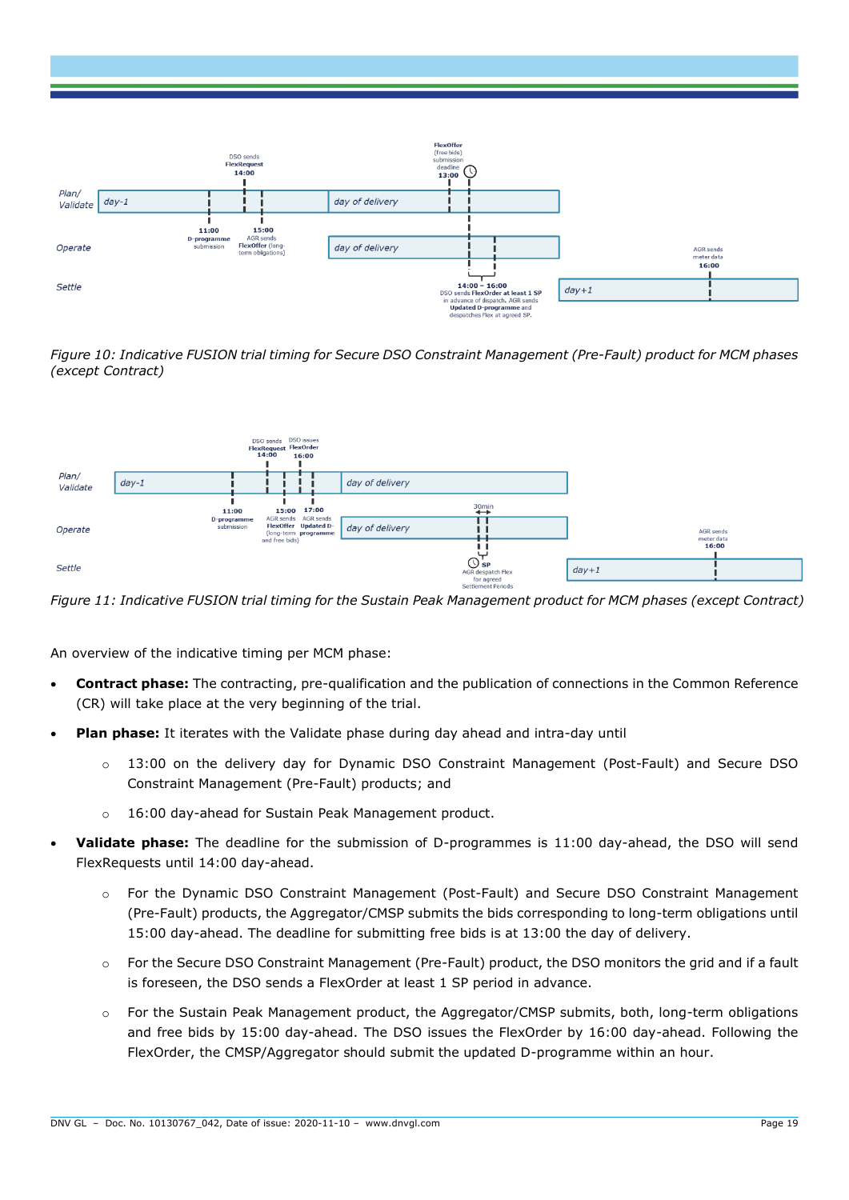Figure 10: Indicative FUSION trial timing for Secure DSO Constraint Management (Pre-Fault) product for MCM phases (except Contract)

Figure 11: Indicative FUSION trial timing for the Sustain Peak Management product for MCM phases (except Contract)

An overview of the indicative timing per MCM phase:

- **Contract phase:** The contracting, pre-qualification and the publication of connections in the Common Reference (CR) will take place at the very beginning of the trial.
- **Plan phase:** It iterates with the Validate phase during day ahead and intra-day until
  - 13:00 on the delivery day for Dynamic DSO Constraint Management (Post-Fault) and Secure DSO Constraint Management (Pre-Fault) products; and
  - 16:00 day-ahead for Sustain Peak Management product.
- **Validate phase:** The deadline for the submission of D-programmes is 11:00 day-ahead, the DSO will send FlexRequests until 14:00 day-ahead.
  - For the Dynamic DSO Constraint Management (Post-Fault) and Secure DSO Constraint Management (Pre-Fault) products, the Aggregator/CMSP submits the bids corresponding to long-term obligations until 15:00 day-ahead. The deadline for submitting free bids is at 13:00 the day of delivery.
  - For the Secure DSO Constraint Management (Pre-Fault) product, the DSO monitors the grid and if a fault is foreseen, the DSO sends a FlexOrder at least 1 SP period in advance.
  - For the Sustain Peak Management product, the Aggregator/CMSP submits, both, long-term obligations and free bids by 15:00 day-ahead. The DSO issues the FlexOrder by 16:00 day-ahead. Following the FlexOrder, the CMSP/Aggregator should submit the updated D-programme within an hour.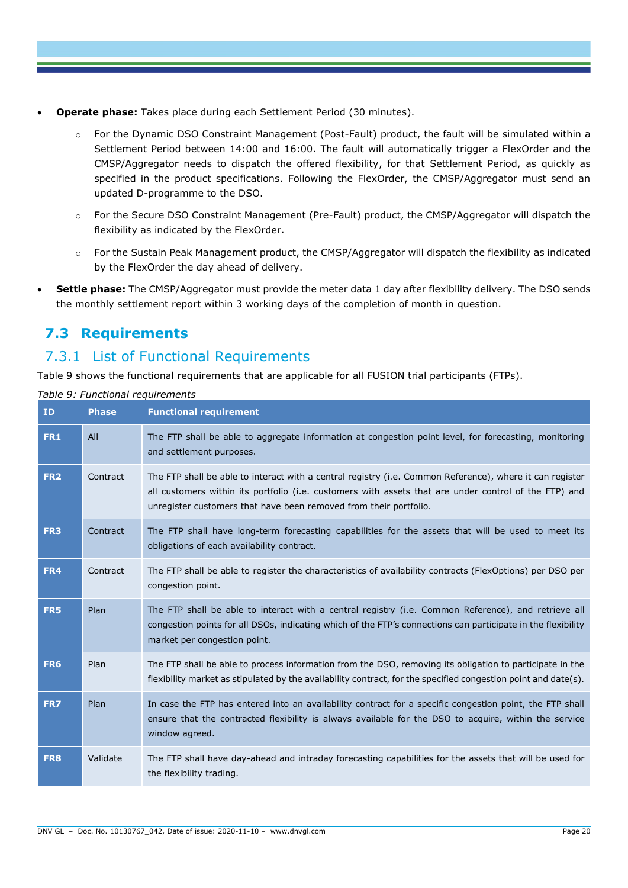- **Operate phase:** Takes place during each Settlement Period (30 minutes).
    - For the Dynamic DSO Constraint Management (Post-Fault) product, the fault will be simulated within a Settlement Period between 14:00 and 16:00. The fault will automatically trigger a FlexOrder and the CMSP/Aggregator needs to dispatch the offered flexibility, for that Settlement Period, as quickly as specified in the product specifications. Following the FlexOrder, the CMSP/Aggregator must send an updated D-programme to the DSO.
    - For the Secure DSO Constraint Management (Pre-Fault) product, the CMSP/Aggregator will dispatch the flexibility as indicated by the FlexOrder.
    - For the Sustain Peak Management product, the CMSP/Aggregator will dispatch the flexibility as indicated by the FlexOrder the day ahead of delivery.
- **Settle phase:** The CMSP/Aggregator must provide the meter data 1 day after flexibility delivery. The DSO sends the monthly settlement report within 3 working days of the completion of month in question.

## 7.3 Requirements

### 7.3.1 List of Functional Requirements

Table 9 shows the functional requirements that are applicable for all FUSION trial participants (FTPs).

*Table 9: Functional requirements*

| ID | Phase | Functional requirement |
|---|---|---|
| **FR1** | All | The FTP shall be able to aggregate information at congestion point level, for forecasting, monitoring and settlement purposes. |
| **FR2** | Contract | The FTP shall be able to interact with a central registry (i.e. Common Reference), where it can register all customers within its portfolio (i.e. customers with assets that are under control of the FTP) and unregister customers that have been removed from their portfolio. |
| **FR3** | Contract | The FTP shall have long-term forecasting capabilities for the assets that will be used to meet its obligations of each availability contract. |
| **FR4** | Contract | The FTP shall be able to register the characteristics of availability contracts (FlexOptions) per DSO per congestion point. |
| **FR5** | Plan | The FTP shall be able to interact with a central registry (i.e. Common Reference), and retrieve all congestion points for all DSOs, indicating which of the FTP's connections can participate in the flexibility market per congestion point. |
| **FR6** | Plan | The FTP shall be able to process information from the DSO, removing its obligation to participate in the flexibility market as stipulated by the availability contract, for the specified congestion point and date(s). |
| **FR7** | Plan | In case the FTP has entered into an availability contract for a specific congestion point, the FTP shall ensure that the contracted flexibility is always available for the DSO to acquire, within the service window agreed. |
| **FR8** | Validate | The FTP shall have day-ahead and intraday forecasting capabilities for the assets that will be used for the flexibility trading. |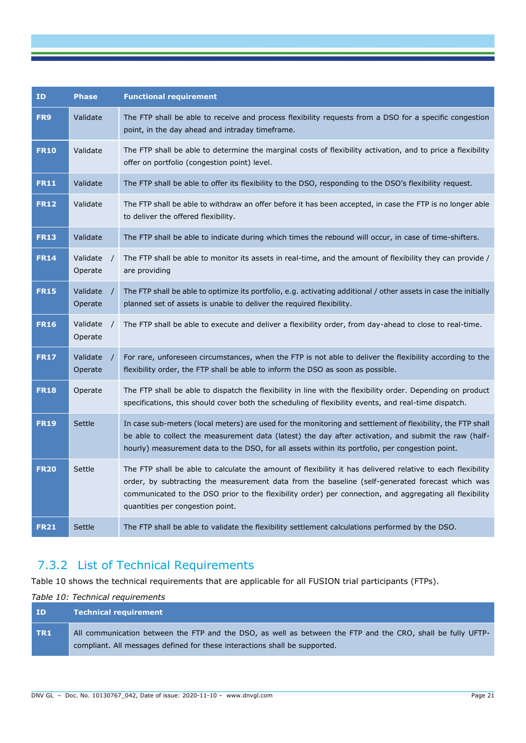| ID | Phase | Functional requirement |
|---|---|---|
| **FR9** | Validate | The FTP shall be able to receive and process flexibility requests from a DSO for a specific congestion point, in the day ahead and intraday timeframe. |
| **FR10** | Validate | The FTP shall be able to determine the marginal costs of flexibility activation, and to price a flexibility offer on portfolio (congestion point) level. |
| **FR11** | Validate | The FTP shall be able to offer its flexibility to the DSO, responding to the DSO's flexibility request. |
| **FR12** | Validate | The FTP shall be able to withdraw an offer before it has been accepted, in case the FTP is no longer able to deliver the offered flexibility. |
| **FR13** | Validate | The FTP shall be able to indicate during which times the rebound will occur, in case of time-shifters. |
| **FR14** | Validate / Operate | The FTP shall be able to monitor its assets in real-time, and the amount of flexibility they can provide / are providing |
| **FR15** | Validate / Operate | The FTP shall be able to optimize its portfolio, e.g. activating additional / other assets in case the initially planned set of assets is unable to deliver the required flexibility. |
| **FR16** | Validate / Operate | The FTP shall be able to execute and deliver a flexibility order, from day-ahead to close to real-time. |
| **FR17** | Validate / Operate | For rare, unforeseen circumstances, when the FTP is not able to deliver the flexibility according to the flexibility order, the FTP shall be able to inform the DSO as soon as possible. |
| **FR18** | Operate | The FTP shall be able to dispatch the flexibility in line with the flexibility order. Depending on product specifications, this should cover both the scheduling of flexibility events, and real-time dispatch. |
| **FR19** | Settle | In case sub-meters (local meters) are used for the monitoring and settlement of flexibility, the FTP shall be able to collect the measurement data (latest) the day after activation, and submit the raw (half-hourly) measurement data to the DSO, for all assets within its portfolio, per congestion point. |
| **FR20** | Settle | The FTP shall be able to calculate the amount of flexibility it has delivered relative to each flexibility order, by subtracting the measurement data from the baseline (self-generated forecast which was communicated to the DSO prior to the flexibility order) per connection, and aggregating all flexibility quantities per congestion point. |
| **FR21** | Settle | The FTP shall be able to validate the flexibility settlement calculations performed by the DSO. |

### 7.3.2 List of Technical Requirements

Table 10 shows the technical requirements that are applicable for all FUSION trial participants (FTPs).

*Table 10: Technical requirements*

| ID | Technical requirement |
|---|---|
| **TR1** | All communication between the FTP and the DSO, as well as between the FTP and the CRO, shall be fully UFTP-compliant. All messages defined for these interactions shall be supported. |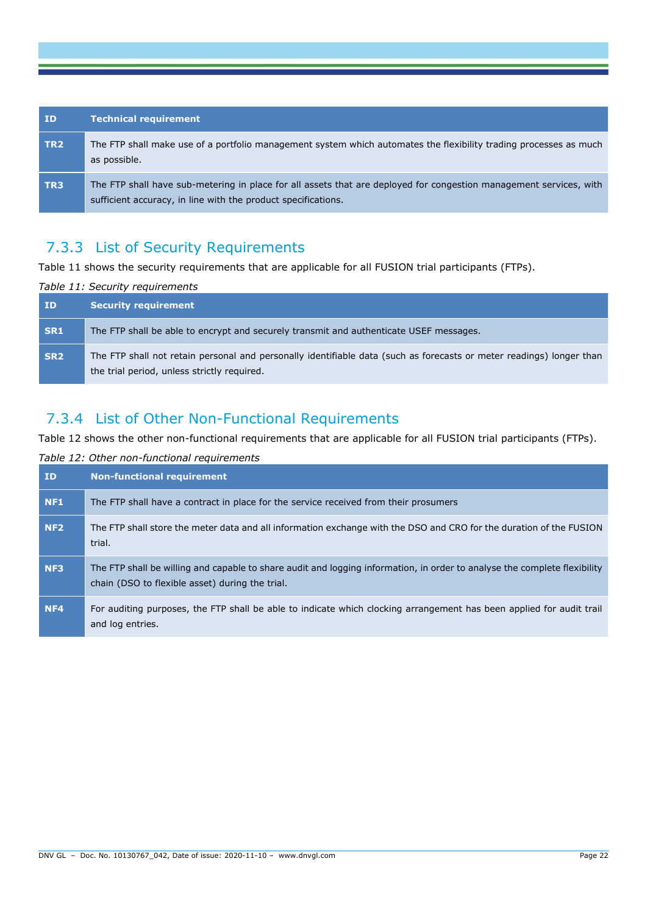| ID | Technical requirement |
| --- | --- |
| TR2 | The FTP shall make use of a portfolio management system which automates the flexibility trading processes as much as possible. |
| TR3 | The FTP shall have sub-metering in place for all assets that are deployed for congestion management services, with sufficient accuracy, in line with the product specifications. |

### 7.3.3 List of Security Requirements

Table 11 shows the security requirements that are applicable for all FUSION trial participants (FTPs).

*Table 11: Security requirements*

| ID | Security requirement |
| --- | --- |
| SR1 | The FTP shall be able to encrypt and securely transmit and authenticate USEF messages. |
| SR2 | The FTP shall not retain personal and personally identifiable data (such as forecasts or meter readings) longer than the trial period, unless strictly required. |

### 7.3.4 List of Other Non-Functional Requirements

Table 12 shows the other non-functional requirements that are applicable for all FUSION trial participants (FTPs).

*Table 12: Other non-functional requirements*

| ID | Non-functional requirement |
| --- | --- |
| NF1 | The FTP shall have a contract in place for the service received from their prosumers |
| NF2 | The FTP shall store the meter data and all information exchange with the DSO and CRO for the duration of the FUSION trial. |
| NF3 | The FTP shall be willing and capable to share audit and logging information, in order to analyse the complete flexibility chain (DSO to flexible asset) during the trial. |
| NF4 | For auditing purposes, the FTP shall be able to indicate which clocking arrangement has been applied for audit trail and log entries. |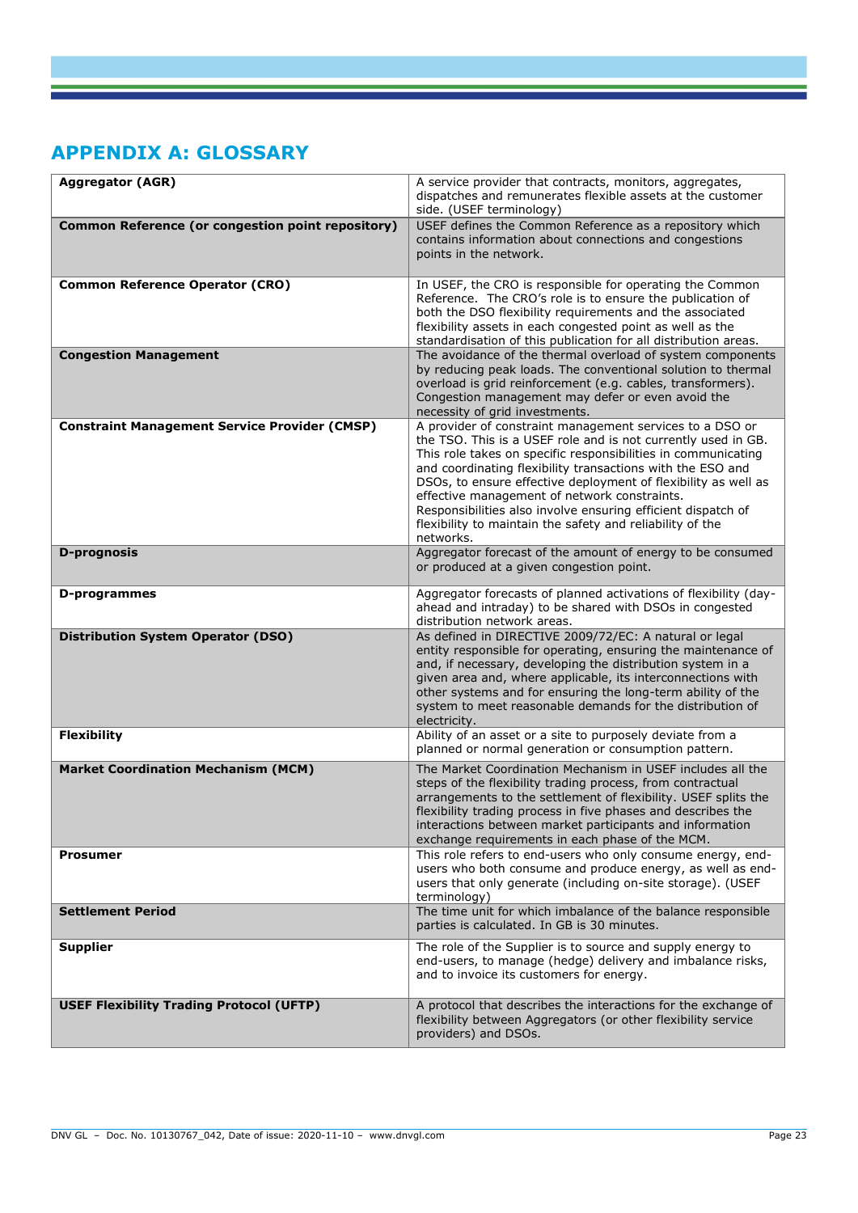# APPENDIX A: GLOSSARY

| | |
|---|---|
| **Aggregator (AGR)** | A service provider that contracts, monitors, aggregates, dispatches and remunerates flexible assets at the customer side. (USEF terminology) |
| **Common Reference (or congestion point repository)** | USEF defines the Common Reference as a repository which contains information about connections and congestions points in the network. |
| **Common Reference Operator (CRO)** | In USEF, the CRO is responsible for operating the Common Reference. The CRO's role is to ensure the publication of both the DSO flexibility requirements and the associated flexibility assets in each congested point as well as the standardisation of this publication for all distribution areas. |
| **Congestion Management** | The avoidance of the thermal overload of system components by reducing peak loads. The conventional solution to thermal overload is grid reinforcement (e.g. cables, transformers). Congestion management may defer or even avoid the necessity of grid investments. |
| **Constraint Management Service Provider (CMSP)** | A provider of constraint management services to a DSO or the TSO. This is a USEF role and is not currently used in GB. This role takes on specific responsibilities in communicating and coordinating flexibility transactions with the ESO and DSOs, to ensure effective deployment of flexibility as well as effective management of network constraints. Responsibilities also involve ensuring efficient dispatch of flexibility to maintain the safety and reliability of the networks. |
| **D-prognosis** | Aggregator forecast of the amount of energy to be consumed or produced at a given congestion point. |
| **D-programmes** | Aggregator forecasts of planned activations of flexibility (day-ahead and intraday) to be shared with DSOs in congested distribution network areas. |
| **Distribution System Operator (DSO)** | As defined in DIRECTIVE 2009/72/EC: A natural or legal entity responsible for operating, ensuring the maintenance of and, if necessary, developing the distribution system in a given area and, where applicable, its interconnections with other systems and for ensuring the long-term ability of the system to meet reasonable demands for the distribution of electricity. |
| **Flexibility** | Ability of an asset or a site to purposely deviate from a planned or normal generation or consumption pattern. |
| **Market Coordination Mechanism (MCM)** | The Market Coordination Mechanism in USEF includes all the steps of the flexibility trading process, from contractual arrangements to the settlement of flexibility. USEF splits the flexibility trading process in five phases and describes the interactions between market participants and information exchange requirements in each phase of the MCM. |
| **Prosumer** | This role refers to end-users who only consume energy, end-users who both consume and produce energy, as well as end-users that only generate (including on-site storage). (USEF terminology) |
| **Settlement Period** | The time unit for which imbalance of the balance responsible parties is calculated. In GB is 30 minutes. |
| **Supplier** | The role of the Supplier is to source and supply energy to end-users, to manage (hedge) delivery and imbalance risks, and to invoice its customers for energy. |
| **USEF Flexibility Trading Protocol (UFTP)** | A protocol that describes the interactions for the exchange of flexibility between Aggregators (or other flexibility service providers) and DSOs. |